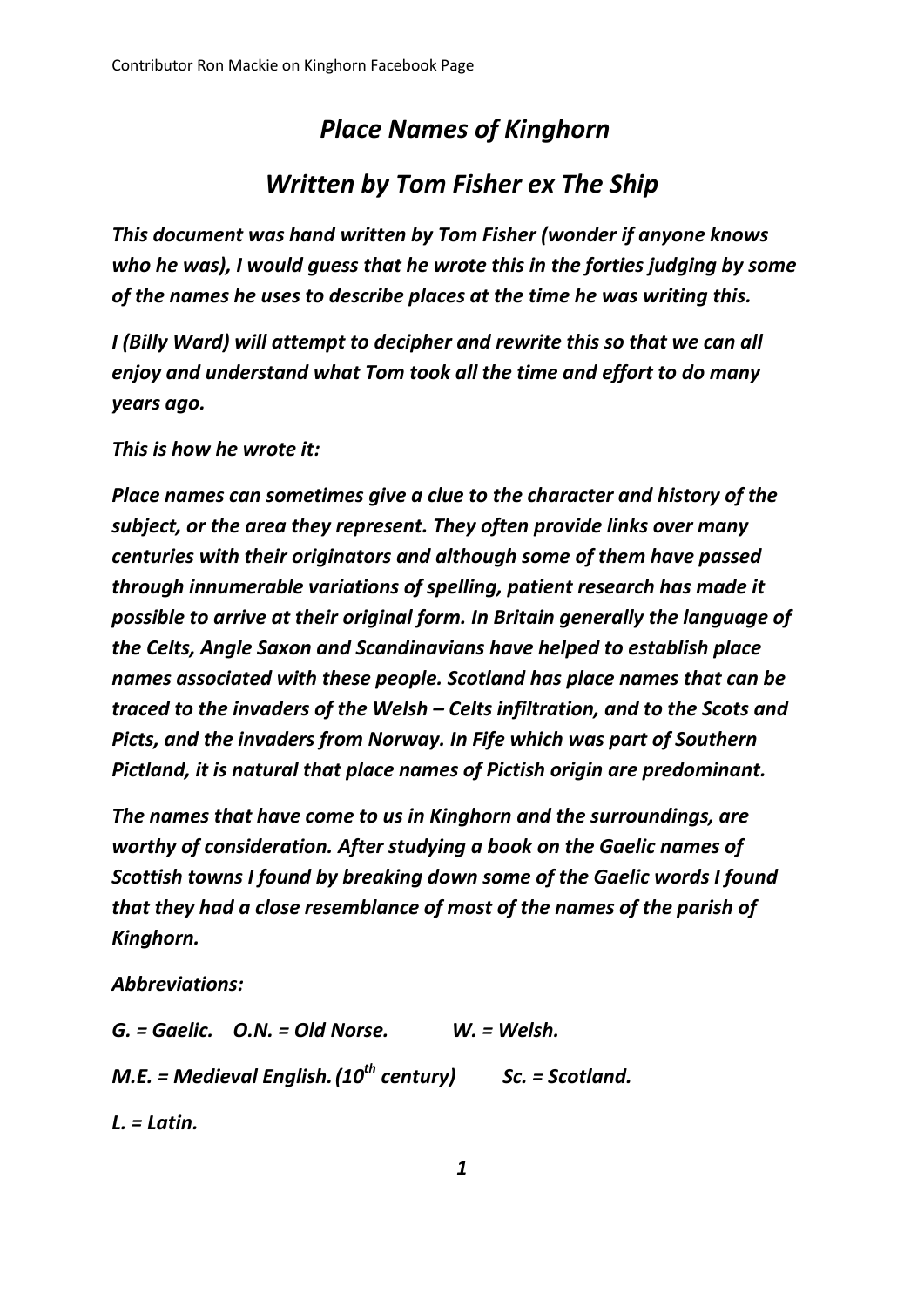# *Place Names of Kinghorn*

## *Written by Tom Fisher ex The Ship*

***This document was hand written by Tom Fisher (wonder if anyone knows who he was), I would guess that he wrote this in the forties judging by some of the names he uses to describe places at the time he was writing this.***

***I (Billy Ward) will attempt to decipher and rewrite this so that we can all enjoy and understand what Tom took all the time and effort to do many years ago.***

***This is how he wrote it:***

***Place names can sometimes give a clue to the character and history of the subject, or the area they represent. They often provide links over many centuries with their originators and although some of them have passed through innumerable variations of spelling, patient research has made it possible to arrive at their original form. In Britain generally the language of the Celts, Angle Saxon and Scandinavians have helped to establish place names associated with these people. Scotland has place names that can be traced to the invaders of the Welsh – Celts infiltration, and to the Scots and Picts, and the invaders from Norway. In Fife which was part of Southern Pictland, it is natural that place names of Pictish origin are predominant.***

***The names that have come to us in Kinghorn and the surroundings, are worthy of consideration. After studying a book on the Gaelic names of Scottish towns I found by breaking down some of the Gaelic words I found that they had a close resemblance of most of the names of the parish of Kinghorn.***

***Abbreviations:***

***G. = Gaelic. O.N. = Old Norse. W. = Welsh.***

***M.E. = Medieval English. (10th century) Sc. = Scotland.***

***L. = Latin.***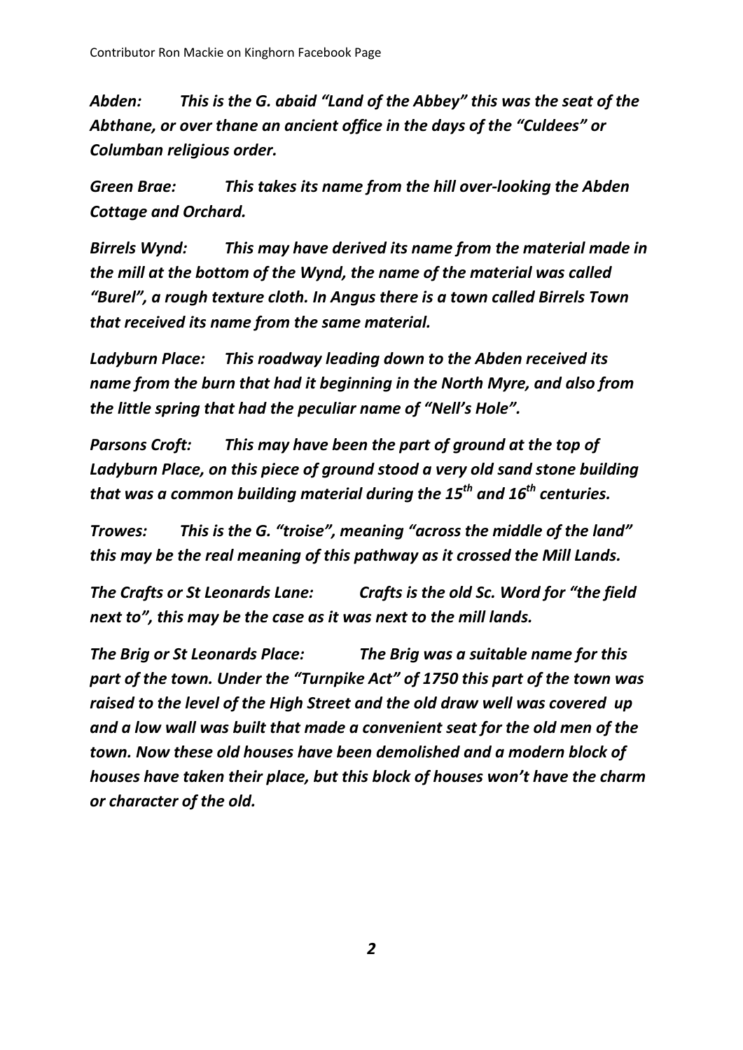*Abden: This is the G. abaid "Land of the Abbey" this was the seat of the Abthane, or over thane an ancient office in the days of the "Culdees" or Columban religious order.*

*Green Brae: This takes its name from the hill over-looking the Abden Cottage and Orchard.*

*Birrels Wynd: This may have derived its name from the material made in the mill at the bottom of the Wynd, the name of the material was called "Burel", a rough texture cloth. In Angus there is a town called Birrels Town that received its name from the same material.*

*Ladyburn Place: This roadway leading down to the Abden received its name from the burn that had it beginning in the North Myre, and also from the little spring that had the peculiar name of "Nell's Hole".*

*Parsons Croft: This may have been the part of ground at the top of Ladyburn Place, on this piece of ground stood a very old sand stone building that was a common building material during the 15th and 16th centuries.*

*Trowes: This is the G. "troise", meaning "across the middle of the land" this may be the real meaning of this pathway as it crossed the Mill Lands.*

*The Crafts or St Leonards Lane: Crafts is the old Sc. Word for "the field next to", this may be the case as it was next to the mill lands.*

*The Brig or St Leonards Place: The Brig was a suitable name for this part of the town. Under the "Turnpike Act" of 1750 this part of the town was raised to the level of the High Street and the old draw well was covered up and a low wall was built that made a convenient seat for the old men of the town. Now these old houses have been demolished and a modern block of houses have taken their place, but this block of houses won't have the charm or character of the old.*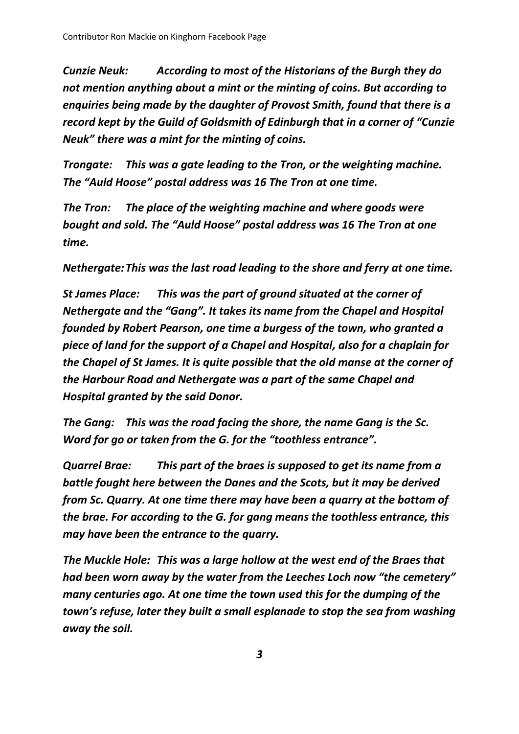***Cunzie Neuk:** According to most of the Historians of the Burgh they do not mention anything about a mint or the minting of coins. But according to enquiries being made by the daughter of Provost Smith, found that there is a record kept by the Guild of Goldsmith of Edinburgh that in a corner of "Cunzie Neuk" there was a mint for the minting of coins.*

***Trongate:** This was a gate leading to the Tron, or the weighting machine. The "Auld Hoose" postal address was 16 The Tron at one time.*

***The Tron:** The place of the weighting machine and where goods were bought and sold. The "Auld Hoose" postal address was 16 The Tron at one time.*

***Nethergate:** This was the last road leading to the shore and ferry at one time.*

***St James Place:** This was the part of ground situated at the corner of Nethergate and the "Gang". It takes its name from the Chapel and Hospital founded by Robert Pearson, one time a burgess of the town, who granted a piece of land for the support of a Chapel and Hospital, also for a chaplain for the Chapel of St James. It is quite possible that the old manse at the corner of the Harbour Road and Nethergate was a part of the same Chapel and Hospital granted by the said Donor.*

***The Gang:** This was the road facing the shore, the name Gang is the Sc. Word for go or taken from the G. for the "toothless entrance".*

***Quarrel Brae:** This part of the braes is supposed to get its name from a battle fought here between the Danes and the Scots, but it may be derived from Sc. Quarry. At one time there may have been a quarry at the bottom of the brae. For according to the G. for gang means the toothless entrance, this may have been the entrance to the quarry.*

***The Muckle Hole:** This was a large hollow at the west end of the Braes that had been worn away by the water from the Leeches Loch now "the cemetery" many centuries ago. At one time the town used this for the dumping of the town's refuse, later they built a small esplanade to stop the sea from washing away the soil.*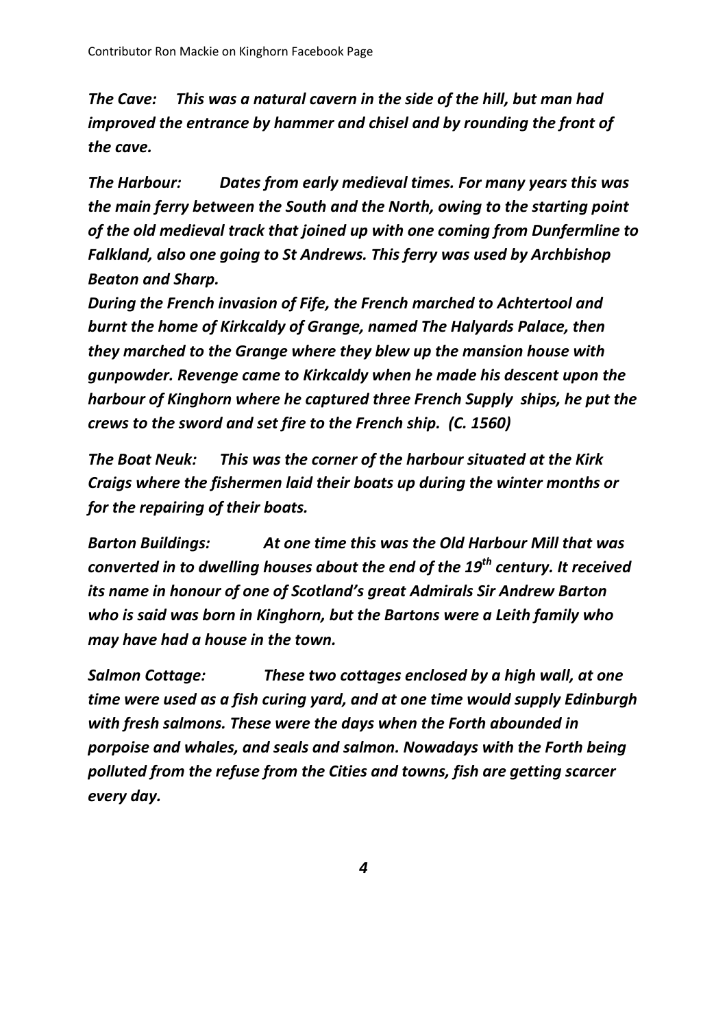***The Cave:*** ***This was a natural cavern in the side of the hill, but man had improved the entrance by hammer and chisel and by rounding the front of the cave.***

***The Harbour:*** ***Dates from early medieval times. For many years this was the main ferry between the South and the North, owing to the starting point of the old medieval track that joined up with one coming from Dunfermline to Falkland, also one going to St Andrews. This ferry was used by Archbishop Beaton and Sharp.***

***During the French invasion of Fife, the French marched to Achtertool and burnt the home of Kirkcaldy of Grange, named The Halyards Palace, then they marched to the Grange where they blew up the mansion house with gunpowder. Revenge came to Kirkcaldy when he made his descent upon the harbour of Kinghorn where he captured three French Supply ships, he put the crews to the sword and set fire to the French ship. (C. 1560)***

***The Boat Neuk:*** ***This was the corner of the harbour situated at the Kirk Craigs where the fishermen laid their boats up during the winter months or for the repairing of their boats.***

***Barton Buildings:*** ***At one time this was the Old Harbour Mill that was converted in to dwelling houses about the end of the 19th century. It received its name in honour of one of Scotland's great Admirals Sir Andrew Barton who is said was born in Kinghorn, but the Bartons were a Leith family who may have had a house in the town.***

***Salmon Cottage:*** ***These two cottages enclosed by a high wall, at one time were used as a fish curing yard, and at one time would supply Edinburgh with fresh salmons. These were the days when the Forth abounded in porpoise and whales, and seals and salmon. Nowadays with the Forth being polluted from the refuse from the Cities and towns, fish are getting scarcer every day.***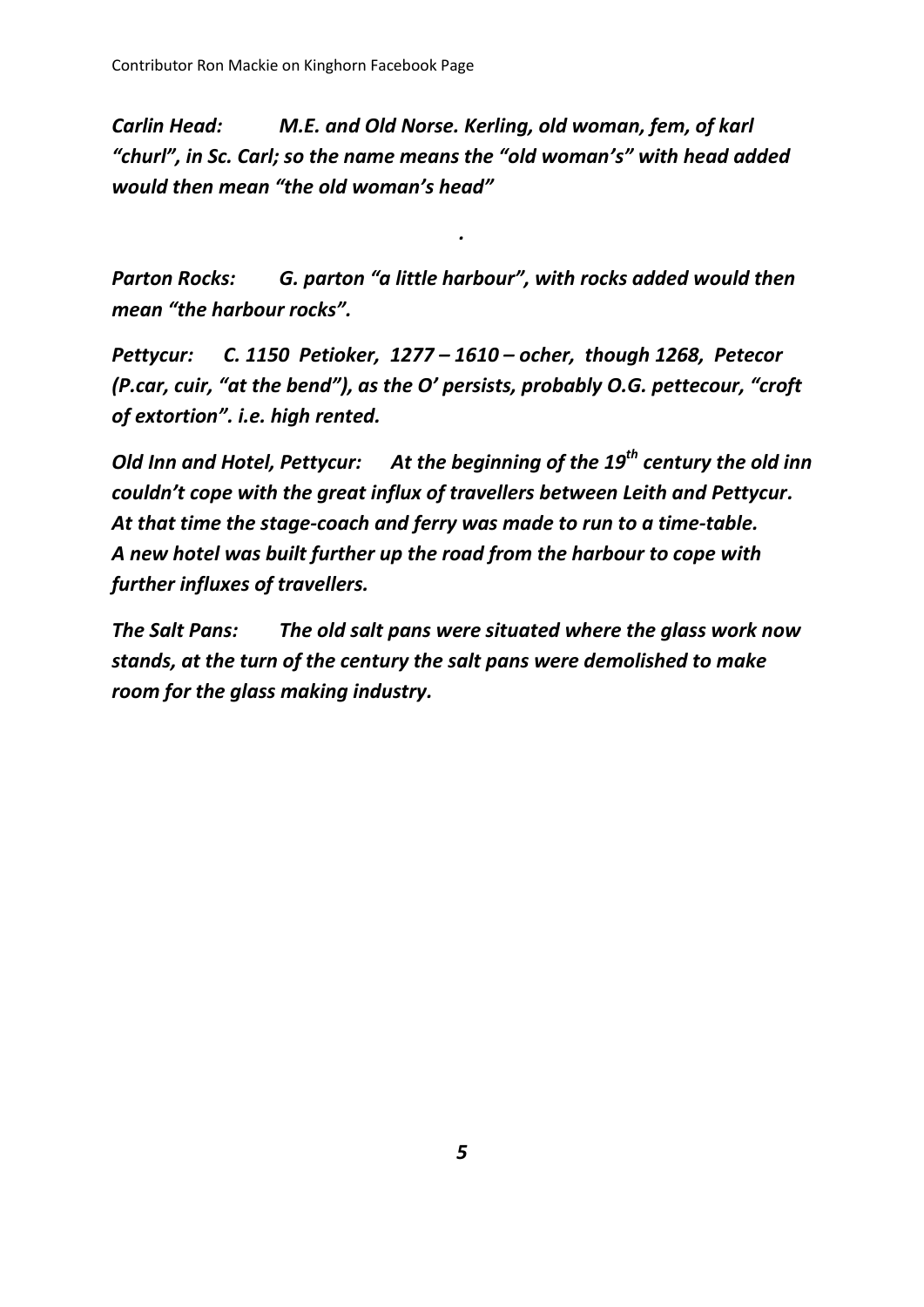*Carlin Head: M.E. and Old Norse. Kerling, old woman, fem, of karl "churl", in Sc. Carl; so the name means the "old woman's" with head added would then mean "the old woman's head"*

*.*

*Parton Rocks: G. parton "a little harbour", with rocks added would then mean "the harbour rocks".*

*Pettycur: C. 1150 Petioker, 1277 – 1610 – ocher, though 1268, Petecor (P.car, cuir, "at the bend"), as the O' persists, probably O.G. pettecour, "croft of extortion". i.e. high rented.*

*Old Inn and Hotel, Pettycur: At the beginning of the 19th century the old inn couldn't cope with the great influx of travellers between Leith and Pettycur. At that time the stage-coach and ferry was made to run to a time-table. A new hotel was built further up the road from the harbour to cope with further influxes of travellers.*

*The Salt Pans: The old salt pans were situated where the glass work now stands, at the turn of the century the salt pans were demolished to make room for the glass making industry.*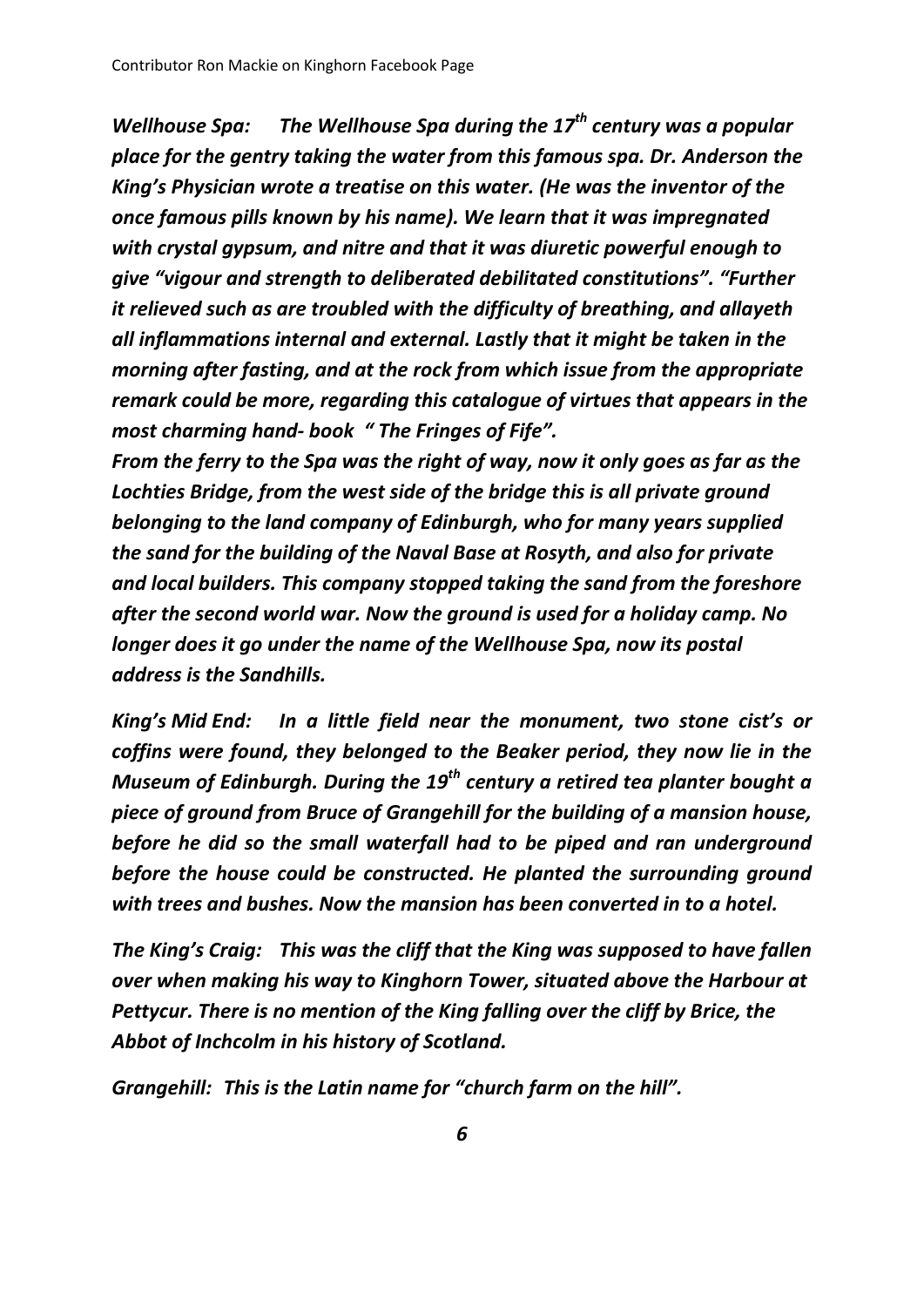***Wellhouse Spa:*** ***The Wellhouse Spa during the 17th century was a popular place for the gentry taking the water from this famous spa. Dr. Anderson the King's Physician wrote a treatise on this water. (He was the inventor of the once famous pills known by his name). We learn that it was impregnated with crystal gypsum, and nitre and that it was diuretic powerful enough to give "vigour and strength to deliberated debilitated constitutions". "Further it relieved such as are troubled with the difficulty of breathing, and allayeth all inflammations internal and external. Lastly that it might be taken in the morning after fasting, and at the rock from which issue from the appropriate remark could be more, regarding this catalogue of virtues that appears in the most charming hand- book " The Fringes of Fife".***

***From the ferry to the Spa was the right of way, now it only goes as far as the Lochties Bridge, from the west side of the bridge this is all private ground belonging to the land company of Edinburgh, who for many years supplied the sand for the building of the Naval Base at Rosyth, and also for private and local builders. This company stopped taking the sand from the foreshore after the second world war. Now the ground is used for a holiday camp. No longer does it go under the name of the Wellhouse Spa, now its postal address is the Sandhills.***

***King's Mid End:*** ***In a little field near the monument, two stone cist's or coffins were found, they belonged to the Beaker period, they now lie in the Museum of Edinburgh. During the 19th century a retired tea planter bought a piece of ground from Bruce of Grangehill for the building of a mansion house, before he did so the small waterfall had to be piped and ran underground before the house could be constructed. He planted the surrounding ground with trees and bushes. Now the mansion has been converted in to a hotel.***

***The King's Craig:*** ***This was the cliff that the King was supposed to have fallen over when making his way to Kinghorn Tower, situated above the Harbour at Pettycur. There is no mention of the King falling over the cliff by Brice, the Abbot of Inchcolm in his history of Scotland.***

***Grangehill:*** ***This is the Latin name for "church farm on the hill".***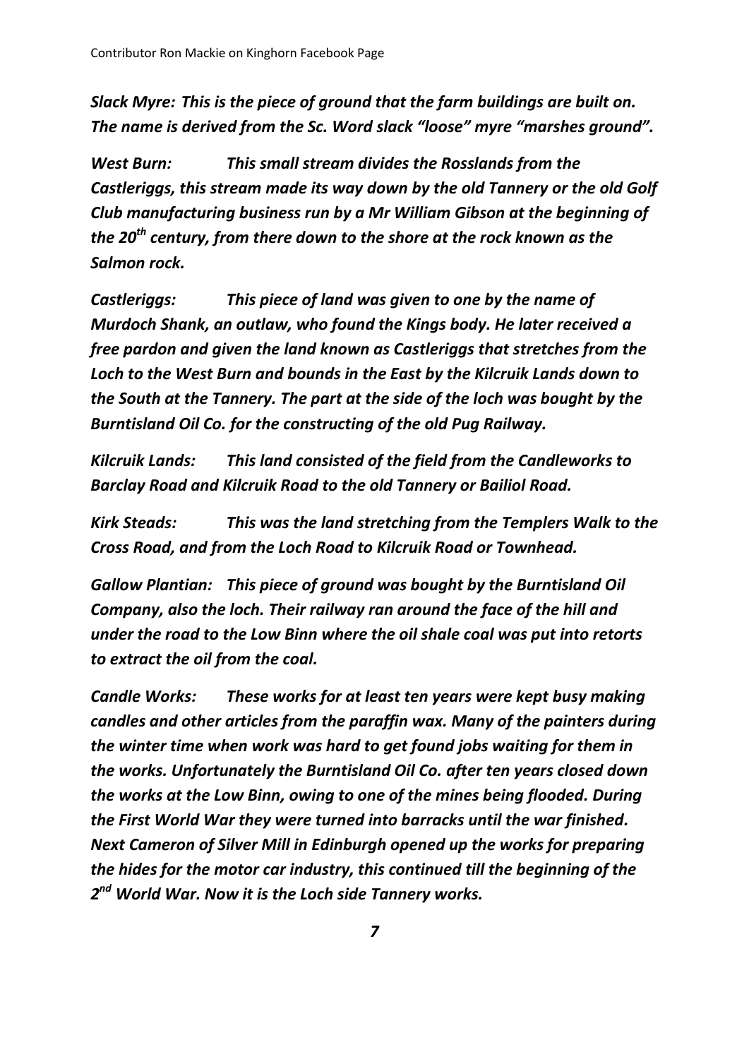***Slack Myre:** This is the piece of ground that the farm buildings are built on. The name is derived from the Sc. Word slack "loose" myre "marshes ground".*

***West Burn:** This small stream divides the Rosslands from the Castleriggs, this stream made its way down by the old Tannery or the old Golf Club manufacturing business run by a Mr William Gibson at the beginning of the 20th century, from there down to the shore at the rock known as the Salmon rock.*

***Castleriggs:** This piece of land was given to one by the name of Murdoch Shank, an outlaw, who found the Kings body. He later received a free pardon and given the land known as Castleriggs that stretches from the Loch to the West Burn and bounds in the East by the Kilcruik Lands down to the South at the Tannery. The part at the side of the loch was bought by the Burntisland Oil Co. for the constructing of the old Pug Railway.*

***Kilcruik Lands:** This land consisted of the field from the Candleworks to Barclay Road and Kilcruik Road to the old Tannery or Bailiol Road.*

***Kirk Steads:** This was the land stretching from the Templers Walk to the Cross Road, and from the Loch Road to Kilcruik Road or Townhead.*

***Gallow Plantian:** This piece of ground was bought by the Burntisland Oil Company, also the loch. Their railway ran around the face of the hill and under the road to the Low Binn where the oil shale coal was put into retorts to extract the oil from the coal.*

***Candle Works:** These works for at least ten years were kept busy making candles and other articles from the paraffin wax. Many of the painters during the winter time when work was hard to get found jobs waiting for them in the works. Unfortunately the Burntisland Oil Co. after ten years closed down the works at the Low Binn, owing to one of the mines being flooded. During the First World War they were turned into barracks until the war finished. Next Cameron of Silver Mill in Edinburgh opened up the works for preparing the hides for the motor car industry, this continued till the beginning of the 2nd World War. Now it is the Loch side Tannery works.*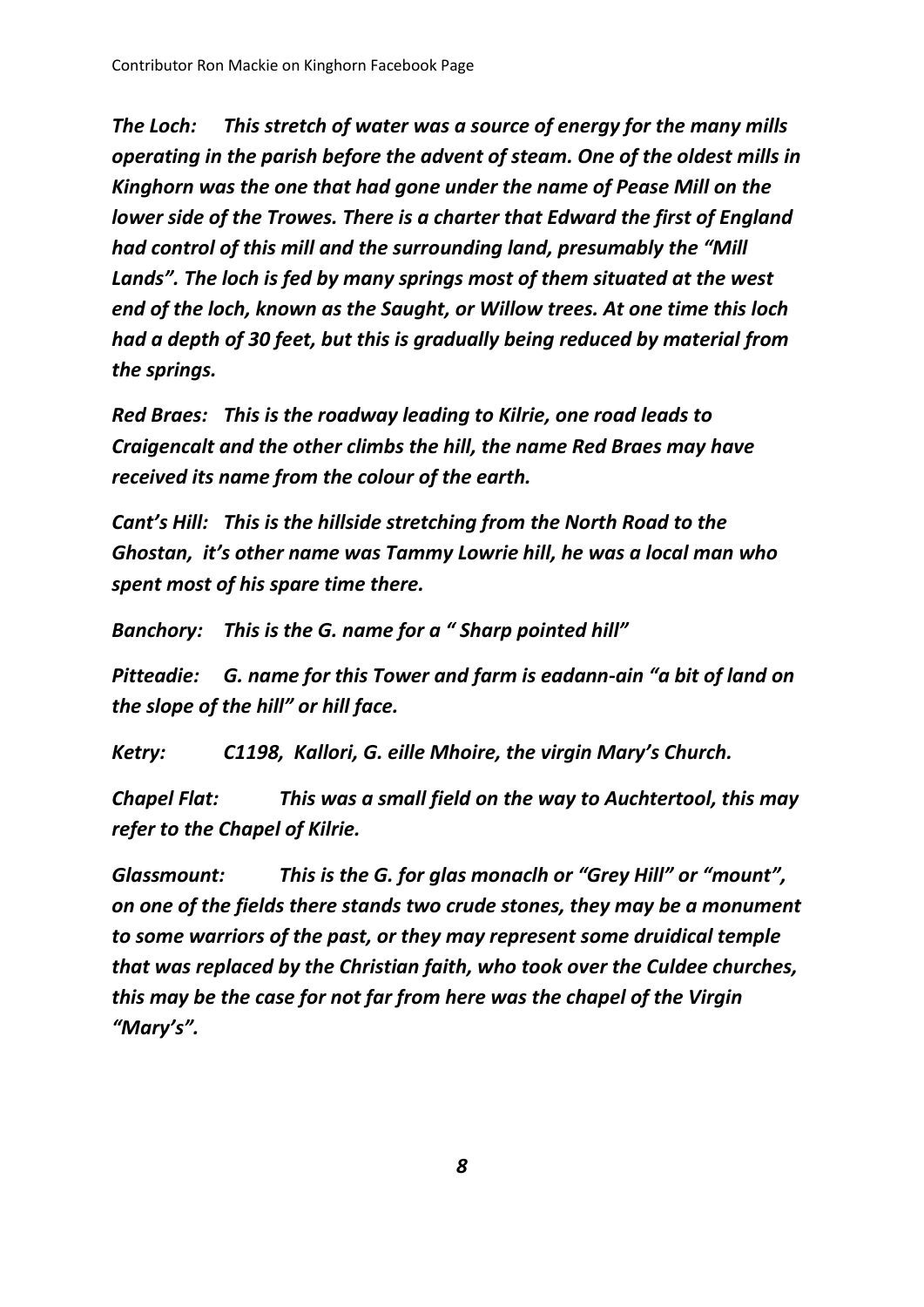*The Loch: This stretch of water was a source of energy for the many mills operating in the parish before the advent of steam. One of the oldest mills in Kinghorn was the one that had gone under the name of Pease Mill on the lower side of the Trowes. There is a charter that Edward the first of England had control of this mill and the surrounding land, presumably the "Mill Lands". The loch is fed by many springs most of them situated at the west end of the loch, known as the Saught, or Willow trees. At one time this loch had a depth of 30 feet, but this is gradually being reduced by material from the springs.*

*Red Braes: This is the roadway leading to Kilrie, one road leads to Craigencalt and the other climbs the hill, the name Red Braes may have received its name from the colour of the earth.*

*Cant's Hill: This is the hillside stretching from the North Road to the Ghostan, it's other name was Tammy Lowrie hill, he was a local man who spent most of his spare time there.*

*Banchory: This is the G. name for a " Sharp pointed hill"*

*Pitteadie: G. name for this Tower and farm is eadann-ain "a bit of land on the slope of the hill" or hill face.*

*Ketry: C1198, Kallori, G. eille Mhoire, the virgin Mary's Church.*

*Chapel Flat: This was a small field on the way to Auchtertool, this may refer to the Chapel of Kilrie.*

*Glassmount: This is the G. for glas monaclh or "Grey Hill" or "mount", on one of the fields there stands two crude stones, they may be a monument to some warriors of the past, or they may represent some druidical temple that was replaced by the Christian faith, who took over the Culdee churches, this may be the case for not far from here was the chapel of the Virgin "Mary's".*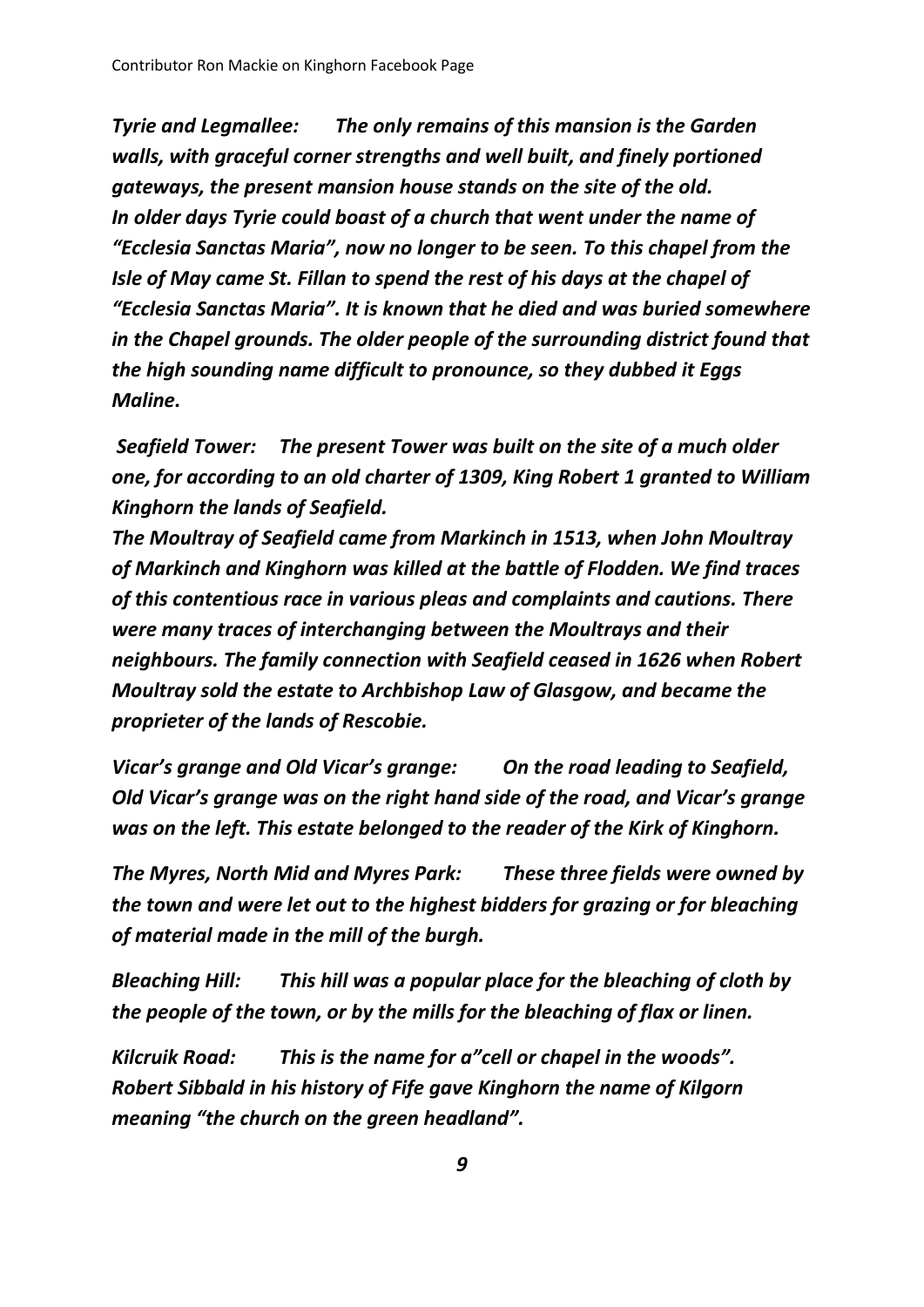***Tyrie and Legmallee:** The only remains of this mansion is the Garden walls, with graceful corner strengths and well built, and finely portioned gateways, the present mansion house stands on the site of the old. In older days Tyrie could boast of a church that went under the name of "Ecclesia Sanctas Maria", now no longer to be seen. To this chapel from the Isle of May came St. Fillan to spend the rest of his days at the chapel of "Ecclesia Sanctas Maria". It is known that he died and was buried somewhere in the Chapel grounds. The older people of the surrounding district found that the high sounding name difficult to pronounce, so they dubbed it Eggs Maline.*

***Seafield Tower:** The present Tower was built on the site of a much older one, for according to an old charter of 1309, King Robert 1 granted to William Kinghorn the lands of Seafield. The Moultray of Seafield came from Markinch in 1513, when John Moultray of Markinch and Kinghorn was killed at the battle of Flodden. We find traces of this contentious race in various pleas and complaints and cautions. There were many traces of interchanging between the Moultrays and their neighbours. The family connection with Seafield ceased in 1626 when Robert Moultray sold the estate to Archbishop Law of Glasgow, and became the proprieter of the lands of Rescobie.*

***Vicar's grange and Old Vicar's grange:** On the road leading to Seafield, Old Vicar's grange was on the right hand side of the road, and Vicar's grange was on the left. This estate belonged to the reader of the Kirk of Kinghorn.*

***The Myres, North Mid and Myres Park:** These three fields were owned by the town and were let out to the highest bidders for grazing or for bleaching of material made in the mill of the burgh.*

***Bleaching Hill:** This hill was a popular place for the bleaching of cloth by the people of the town, or by the mills for the bleaching of flax or linen.*

***Kilcruik Road:** This is the name for a"cell or chapel in the woods". Robert Sibbald in his history of Fife gave Kinghorn the name of Kilgorn meaning "the church on the green headland".*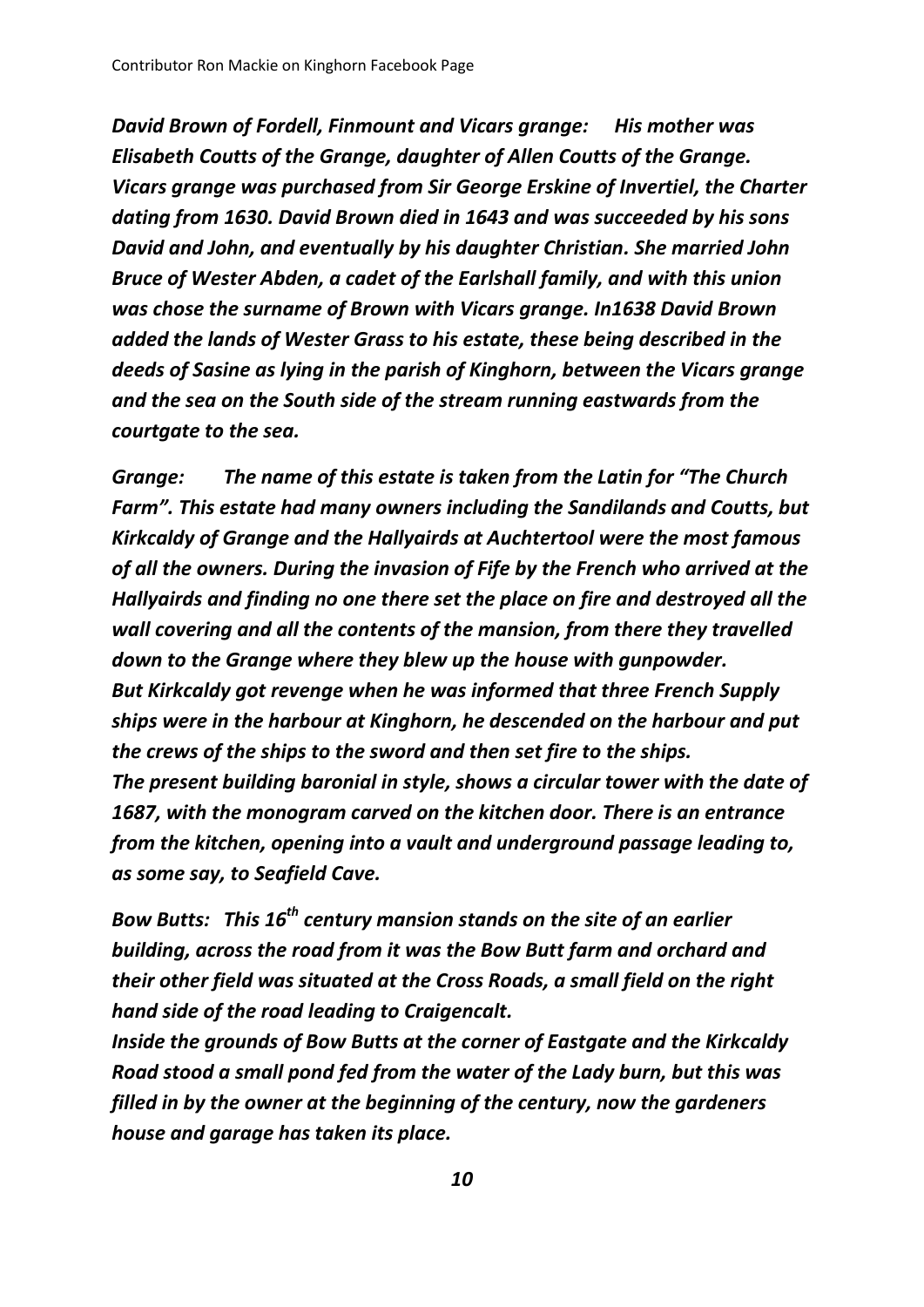*David Brown of Fordell, Finmount and Vicars grange: His mother was Elisabeth Coutts of the Grange, daughter of Allen Coutts of the Grange. Vicars grange was purchased from Sir George Erskine of Invertiel, the Charter dating from 1630. David Brown died in 1643 and was succeeded by his sons David and John, and eventually by his daughter Christian. She married John Bruce of Wester Abden, a cadet of the Earlshall family, and with this union was chose the surname of Brown with Vicars grange. In1638 David Brown added the lands of Wester Grass to his estate, these being described in the deeds of Sasine as lying in the parish of Kinghorn, between the Vicars grange and the sea on the South side of the stream running eastwards from the courtgate to the sea.*

*Grange: The name of this estate is taken from the Latin for "The Church Farm". This estate had many owners including the Sandilands and Coutts, but Kirkcaldy of Grange and the Hallyairds at Auchtertool were the most famous of all the owners. During the invasion of Fife by the French who arrived at the Hallyairds and finding no one there set the place on fire and destroyed all the wall covering and all the contents of the mansion, from there they travelled down to the Grange where they blew up the house with gunpowder.*
*But Kirkcaldy got revenge when he was informed that three French Supply ships were in the harbour at Kinghorn, he descended on the harbour and put the crews of the ships to the sword and then set fire to the ships.*
*The present building baronial in style, shows a circular tower with the date of 1687, with the monogram carved on the kitchen door. There is an entrance from the kitchen, opening into a vault and underground passage leading to, as some say, to Seafield Cave.*

*Bow Butts: This 16th century mansion stands on the site of an earlier building, across the road from it was the Bow Butt farm and orchard and their other field was situated at the Cross Roads, a small field on the right hand side of the road leading to Craigencalt.*
*Inside the grounds of Bow Butts at the corner of Eastgate and the Kirkcaldy Road stood a small pond fed from the water of the Lady burn, but this was filled in by the owner at the beginning of the century, now the gardeners house and garage has taken its place.*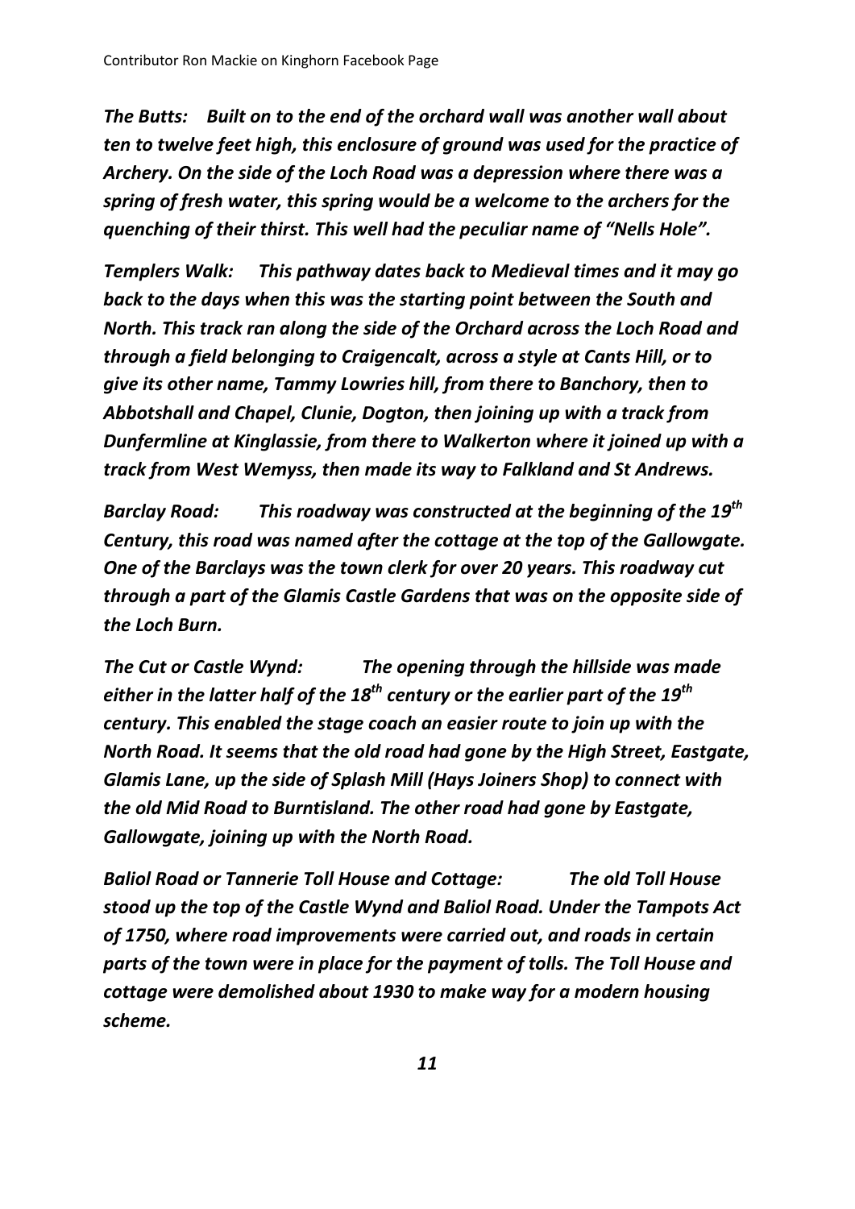*The Butts: Built on to the end of the orchard wall was another wall about ten to twelve feet high, this enclosure of ground was used for the practice of Archery. On the side of the Loch Road was a depression where there was a spring of fresh water, this spring would be a welcome to the archers for the quenching of their thirst. This well had the peculiar name of "Nells Hole".*

*Templers Walk: This pathway dates back to Medieval times and it may go back to the days when this was the starting point between the South and North. This track ran along the side of the Orchard across the Loch Road and through a field belonging to Craigencalt, across a style at Cants Hill, or to give its other name, Tammy Lowries hill, from there to Banchory, then to Abbotshall and Chapel, Clunie, Dogton, then joining up with a track from Dunfermline at Kinglassie, from there to Walkerton where it joined up with a track from West Wemyss, then made its way to Falkland and St Andrews.*

*Barclay Road: This roadway was constructed at the beginning of the 19th Century, this road was named after the cottage at the top of the Gallowgate. One of the Barclays was the town clerk for over 20 years. This roadway cut through a part of the Glamis Castle Gardens that was on the opposite side of the Loch Burn.*

*The Cut or Castle Wynd: The opening through the hillside was made either in the latter half of the 18th century or the earlier part of the 19th century. This enabled the stage coach an easier route to join up with the North Road. It seems that the old road had gone by the High Street, Eastgate, Glamis Lane, up the side of Splash Mill (Hays Joiners Shop) to connect with the old Mid Road to Burntisland. The other road had gone by Eastgate, Gallowgate, joining up with the North Road.*

*Baliol Road or Tannerie Toll House and Cottage: The old Toll House stood up the top of the Castle Wynd and Baliol Road. Under the Tampots Act of 1750, where road improvements were carried out, and roads in certain parts of the town were in place for the payment of tolls. The Toll House and cottage were demolished about 1930 to make way for a modern housing scheme.*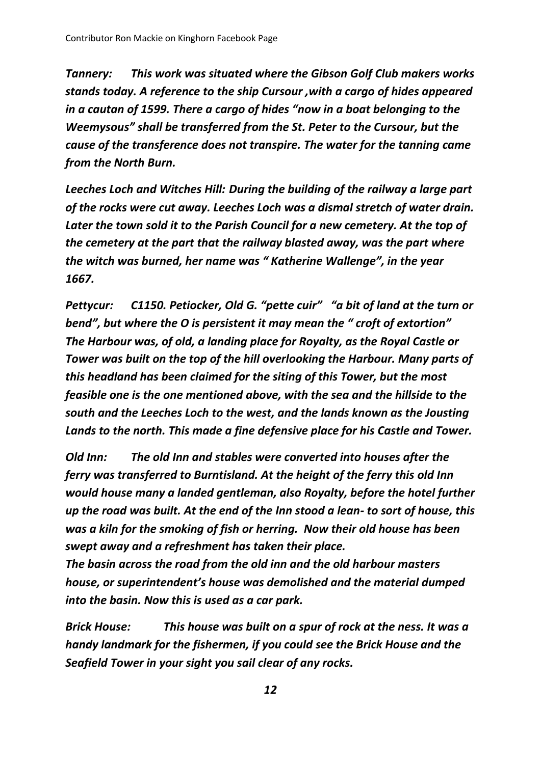*Tannery: This work was situated where the Gibson Golf Club makers works stands today. A reference to the ship Cursour ,with a cargo of hides appeared in a cautan of 1599. There a cargo of hides "now in a boat belonging to the Weemysous" shall be transferred from the St. Peter to the Cursour, but the cause of the transference does not transpire. The water for the tanning came from the North Burn.*

*Leeches Loch and Witches Hill: During the building of the railway a large part of the rocks were cut away. Leeches Loch was a dismal stretch of water drain. Later the town sold it to the Parish Council for a new cemetery. At the top of the cemetery at the part that the railway blasted away, was the part where the witch was burned, her name was " Katherine Wallenge", in the year 1667.*

*Pettycur: C1150. Petiocker, Old G. "pette cuir" "a bit of land at the turn or bend", but where the O is persistent it may mean the " croft of extortion" The Harbour was, of old, a landing place for Royalty, as the Royal Castle or Tower was built on the top of the hill overlooking the Harbour. Many parts of this headland has been claimed for the siting of this Tower, but the most feasible one is the one mentioned above, with the sea and the hillside to the south and the Leeches Loch to the west, and the lands known as the Jousting Lands to the north. This made a fine defensive place for his Castle and Tower.*

*Old Inn: The old Inn and stables were converted into houses after the ferry was transferred to Burntisland. At the height of the ferry this old Inn would house many a landed gentleman, also Royalty, before the hotel further up the road was built. At the end of the Inn stood a lean- to sort of house, this was a kiln for the smoking of fish or herring. Now their old house has been swept away and a refreshment has taken their place.*

*The basin across the road from the old inn and the old harbour masters house, or superintendent's house was demolished and the material dumped into the basin. Now this is used as a car park.*

*Brick House: This house was built on a spur of rock at the ness. It was a handy landmark for the fishermen, if you could see the Brick House and the Seafield Tower in your sight you sail clear of any rocks.*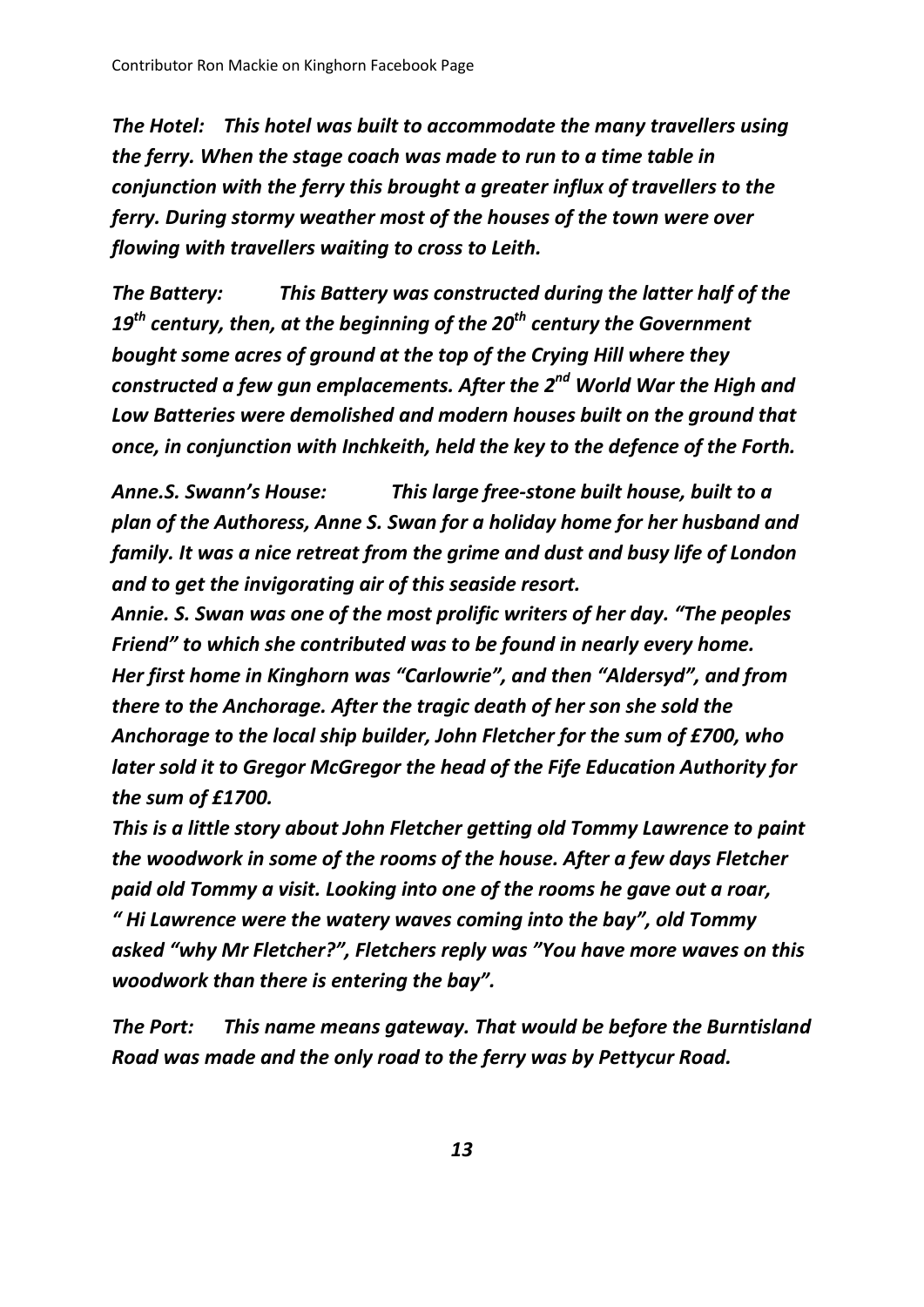*Contributor Ron Mackie on Kinghorn Facebook Page* is a running header? It appears at top: "Contributor Ron Mackie on Kinghorn Facebook Page". Likely repeated header; omit.

***The Hotel:*** ***This hotel was built to accommodate the many travellers using the ferry. When the stage coach was made to run to a time table in conjunction with the ferry this brought a greater influx of travellers to the ferry. During stormy weather most of the houses of the town were over flowing with travellers waiting to cross to Leith.***

***The Battery:*** ***This Battery was constructed during the latter half of the 19th century, then, at the beginning of the 20th century the Government bought some acres of ground at the top of the Crying Hill where they constructed a few gun emplacements. After the 2nd World War the High and Low Batteries were demolished and modern houses built on the ground that once, in conjunction with Inchkeith, held the key to the defence of the Forth.***

***Anne.S. Swann's House:*** ***This large free-stone built house, built to a plan of the Authoress, Anne S. Swan for a holiday home for her husband and family. It was a nice retreat from the grime and dust and busy life of London and to get the invigorating air of this seaside resort.***

***Annie. S. Swan was one of the most prolific writers of her day. "The peoples Friend" to which she contributed was to be found in nearly every home. Her first home in Kinghorn was "Carlowrie", and then "Aldersyd", and from there to the Anchorage. After the tragic death of her son she sold the Anchorage to the local ship builder, John Fletcher for the sum of £700, who later sold it to Gregor McGregor the head of the Fife Education Authority for the sum of £1700.***

***This is a little story about John Fletcher getting old Tommy Lawrence to paint the woodwork in some of the rooms of the house. After a few days Fletcher paid old Tommy a visit. Looking into one of the rooms he gave out a roar, " Hi Lawrence were the watery waves coming into the bay", old Tommy asked "why Mr Fletcher?", Fletchers reply was "You have more waves on this woodwork than there is entering the bay".***

***The Port:*** ***This name means gateway. That would be before the Burntisland Road was made and the only road to the ferry was by Pettycur Road.***

***The Hotel:*** ***This hotel was built to accommodate the many travellers using the ferry. When the stage coach was made to run to a time table in conjunction with the ferry this brought a greater influx of travellers to the ferry. During stormy weather most of the houses of the town were over flowing with travellers waiting to cross to Leith.***

***The Battery:*** ***This Battery was constructed during the latter half of the 19th century, then, at the beginning of the 20th century the Government bought some acres of ground at the top of the Crying Hill where they constructed a few gun emplacements. After the 2nd World War the High and Low Batteries were demolished and modern houses built on the ground that once, in conjunction with Inchkeith, held the key to the defence of the Forth.***

***Anne.S. Swann's House:*** ***This large free-stone built house, built to a plan of the Authoress, Anne S. Swan for a holiday home for her husband and family. It was a nice retreat from the grime and dust and busy life of London and to get the invigorating air of this seaside resort.***

***Annie. S. Swan was one of the most prolific writers of her day. "The peoples Friend" to which she contributed was to be found in nearly every home. Her first home in Kinghorn was "Carlowrie", and then "Aldersyd", and from there to the Anchorage. After the tragic death of her son she sold the Anchorage to the local ship builder, John Fletcher for the sum of £700, who later sold it to Gregor McGregor the head of the Fife Education Authority for the sum of £1700.***

***This is a little story about John Fletcher getting old Tommy Lawrence to paint the woodwork in some of the rooms of the house. After a few days Fletcher paid old Tommy a visit. Looking into one of the rooms he gave out a roar, " Hi Lawrence were the watery waves coming into the bay", old Tommy asked "why Mr Fletcher?", Fletchers reply was "You have more waves on this woodwork than there is entering the bay".***

***The Port:*** ***This name means gateway. That would be before the Burntisland Road was made and the only road to the ferry was by Pettycur Road.***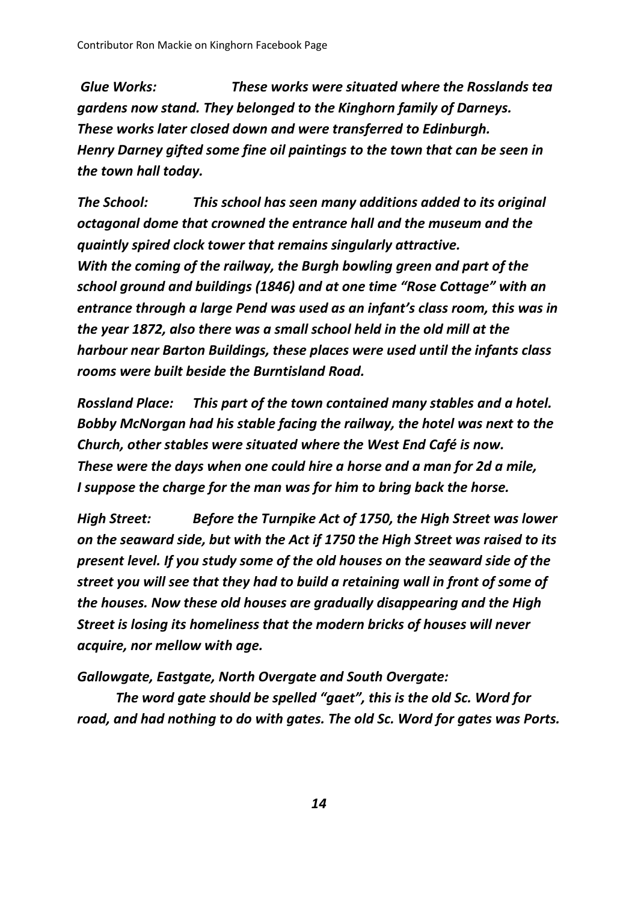***Glue Works:*** *These works were situated where the Rosslands tea gardens now stand. They belonged to the Kinghorn family of Darneys. These works later closed down and were transferred to Edinburgh. Henry Darney gifted some fine oil paintings to the town that can be seen in the town hall today.*

***The School:*** *This school has seen many additions added to its original octagonal dome that crowned the entrance hall and the museum and the quaintly spired clock tower that remains singularly attractive. With the coming of the railway, the Burgh bowling green and part of the school ground and buildings (1846) and at one time "Rose Cottage" with an entrance through a large Pend was used as an infant's class room, this was in the year 1872, also there was a small school held in the old mill at the harbour near Barton Buildings, these places were used until the infants class rooms were built beside the Burntisland Road.*

***Rossland Place:*** *This part of the town contained many stables and a hotel. Bobby McNorgan had his stable facing the railway, the hotel was next to the Church, other stables were situated where the West End Café is now. These were the days when one could hire a horse and a man for 2d a mile, I suppose the charge for the man was for him to bring back the horse.*

***High Street:*** *Before the Turnpike Act of 1750, the High Street was lower on the seaward side, but with the Act if 1750 the High Street was raised to its present level. If you study some of the old houses on the seaward side of the street you will see that they had to build a retaining wall in front of some of the houses. Now these old houses are gradually disappearing and the High Street is losing its homeliness that the modern bricks of houses will never acquire, nor mellow with age.*

***Gallowgate, Eastgate, North Overgate and South Overgate:***

*The word gate should be spelled "gaet", this is the old Sc. Word for road, and had nothing to do with gates. The old Sc. Word for gates was Ports.*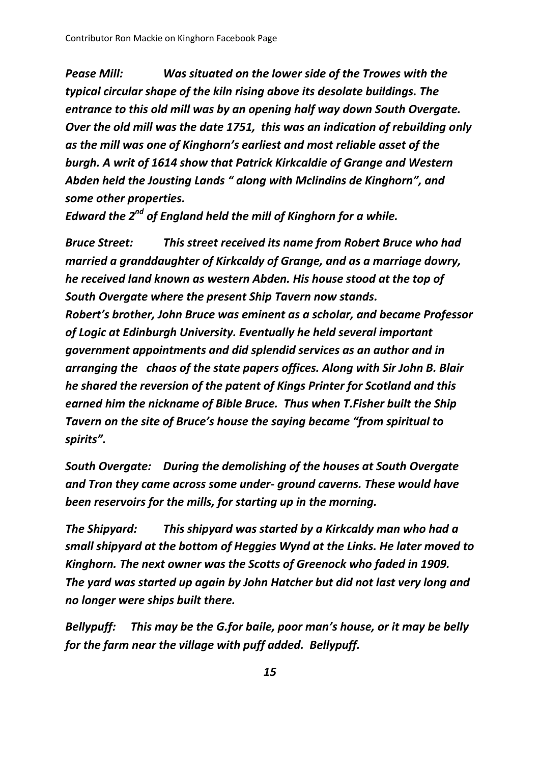***Pease Mill:*** *Was situated on the lower side of the Trowes with the typical circular shape of the kiln rising above its desolate buildings. The entrance to this old mill was by an opening half way down South Overgate. Over the old mill was the date 1751, this was an indication of rebuilding only as the mill was one of Kinghorn's earliest and most reliable asset of the burgh. A writ of 1614 show that Patrick Kirkcaldie of Grange and Western Abden held the Jousting Lands " along with Mclindins de Kinghorn", and some other properties.*

*Edward the 2nd of England held the mill of Kinghorn for a while.*

***Bruce Street:*** *This street received its name from Robert Bruce who had married a granddaughter of Kirkcaldy of Grange, and as a marriage dowry, he received land known as western Abden. His house stood at the top of South Overgate where the present Ship Tavern now stands.*

*Robert's brother, John Bruce was eminent as a scholar, and became Professor of Logic at Edinburgh University. Eventually he held several important government appointments and did splendid services as an author and in arranging the chaos of the state papers offices. Along with Sir John B. Blair he shared the reversion of the patent of Kings Printer for Scotland and this earned him the nickname of Bible Bruce. Thus when T.Fisher built the Ship Tavern on the site of Bruce's house the saying became "from spiritual to spirits".*

***South Overgate:*** *During the demolishing of the houses at South Overgate and Tron they came across some under- ground caverns. These would have been reservoirs for the mills, for starting up in the morning.*

***The Shipyard:*** *This shipyard was started by a Kirkcaldy man who had a small shipyard at the bottom of Heggies Wynd at the Links. He later moved to Kinghorn. The next owner was the Scotts of Greenock who faded in 1909. The yard was started up again by John Hatcher but did not last very long and no longer were ships built there.*

***Bellypuff:*** *This may be the G.for baile, poor man's house, or it may be belly for the farm near the village with puff added. Bellypuff.*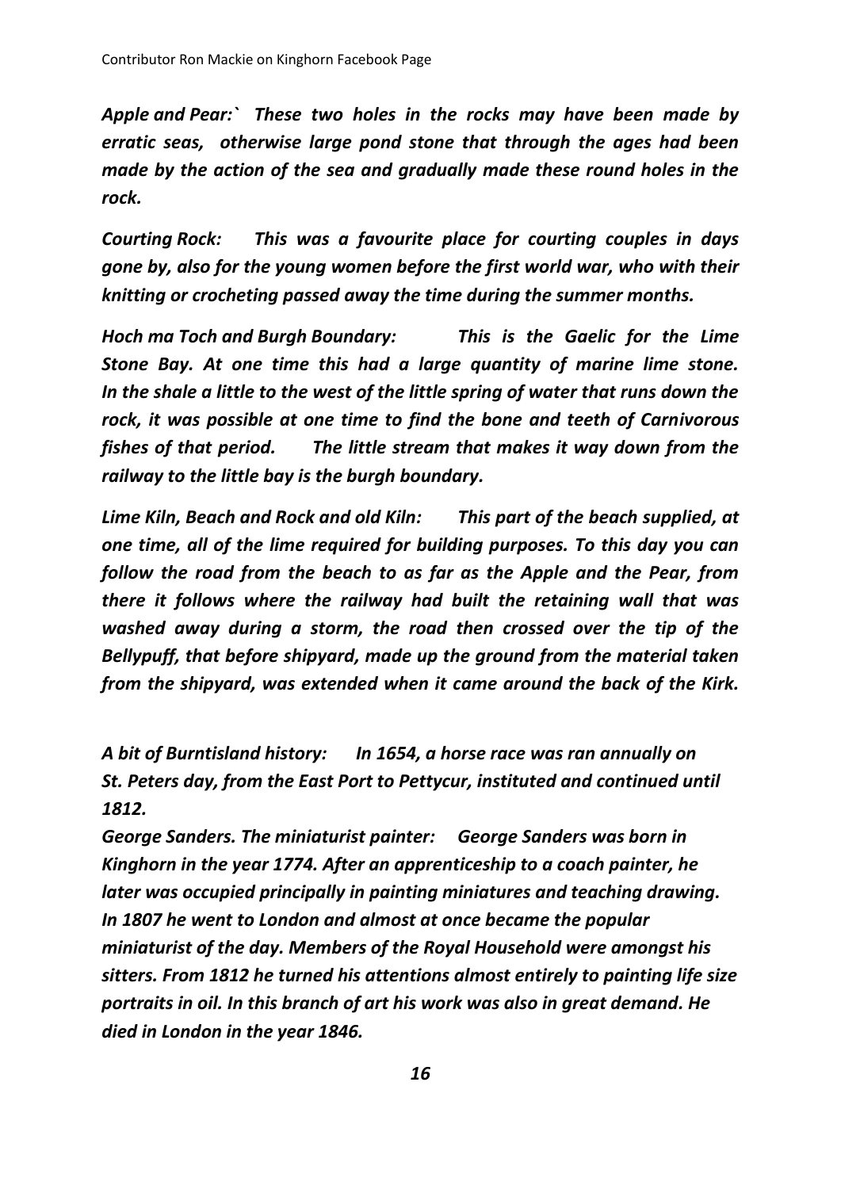Contributor Ron Mackie on Kinghorn Facebook Page

***Apple and Pear:`** These two holes in the rocks may have been made by erratic seas, otherwise large pond stone that through the ages had been made by the action of the sea and gradually made these round holes in the rock.*

***Courting Rock:** This was a favourite place for courting couples in days gone by, also for the young women before the first world war, who with their knitting or crocheting passed away the time during the summer months.*

***Hoch ma Toch and Burgh Boundary:** This is the Gaelic for the Lime Stone Bay. At one time this had a large quantity of marine lime stone. In the shale a little to the west of the little spring of water that runs down the rock, it was possible at one time to find the bone and teeth of Carnivorous fishes of that period. The little stream that makes it way down from the railway to the little bay is the burgh boundary.*

***Lime Kiln, Beach and Rock and old Kiln:** This part of the beach supplied, at one time, all of the lime required for building purposes. To this day you can follow the road from the beach to as far as the Apple and the Pear, from there it follows where the railway had built the retaining wall that was washed away during a storm, the road then crossed over the tip of the Bellypuff, that before shipyard, made up the ground from the material taken from the shipyard, was extended when it came around the back of the Kirk.*

***A bit of Burntisland history:** In 1654, a horse race was ran annually on St. Peters day, from the East Port to Pettycur, instituted and continued until 1812.*

***George Sanders. The miniaturist painter:** George Sanders was born in Kinghorn in the year 1774. After an apprenticeship to a coach painter, he later was occupied principally in painting miniatures and teaching drawing. In 1807 he went to London and almost at once became the popular miniaturist of the day. Members of the Royal Household were amongst his sitters. From 1812 he turned his attentions almost entirely to painting life size portraits in oil. In this branch of art his work was also in great demand. He died in London in the year 1846.*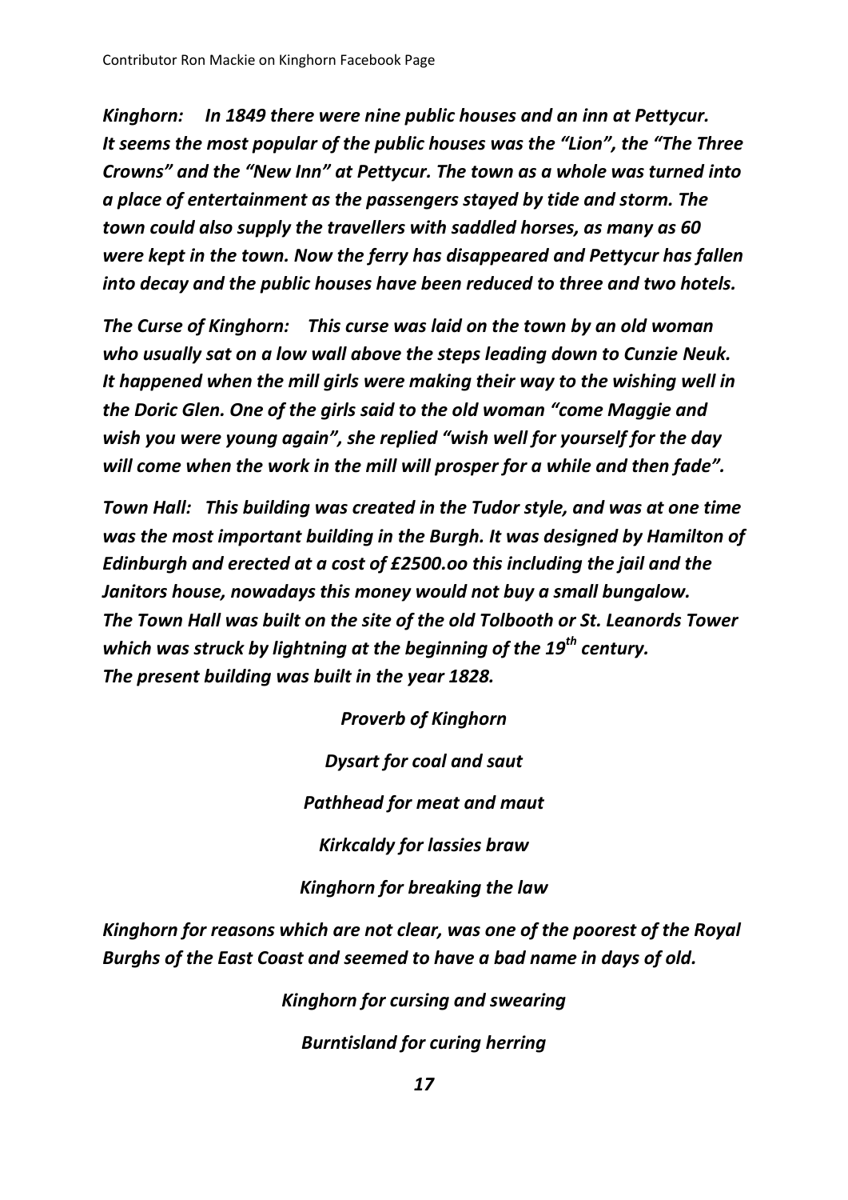Contributor Ron Mackie on Kinghorn Facebook Page

***Kinghorn:*** ***In 1849 there were nine public houses and an inn at Pettycur. It seems the most popular of the public houses was the "Lion", the "The Three Crowns" and the "New Inn" at Pettycur. The town as a whole was turned into a place of entertainment as the passengers stayed by tide and storm. The town could also supply the travellers with saddled horses, as many as 60 were kept in the town. Now the ferry has disappeared and Pettycur has fallen into decay and the public houses have been reduced to three and two hotels.***

***The Curse of Kinghorn:*** ***This curse was laid on the town by an old woman who usually sat on a low wall above the steps leading down to Cunzie Neuk. It happened when the mill girls were making their way to the wishing well in the Doric Glen. One of the girls said to the old woman "come Maggie and wish you were young again", she replied "wish well for yourself for the day will come when the work in the mill will prosper for a while and then fade".***

***Town Hall:*** ***This building was created in the Tudor style, and was at one time was the most important building in the Burgh. It was designed by Hamilton of Edinburgh and erected at a cost of £2500.oo this including the jail and the Janitors house, nowadays this money would not buy a small bungalow. The Town Hall was built on the site of the old Tolbooth or St. Leanords Tower which was struck by lightning at the beginning of the 19th century. The present building was built in the year 1828.***

***Proverb of Kinghorn***

***Dysart for coal and saut***

***Pathhead for meat and maut***

***Kirkcaldy for lassies braw***

***Kinghorn for breaking the law***

***Kinghorn for reasons which are not clear, was one of the poorest of the Royal Burghs of the East Coast and seemed to have a bad name in days of old.***

***Kinghorn for cursing and swearing***

***Burntisland for curing herring***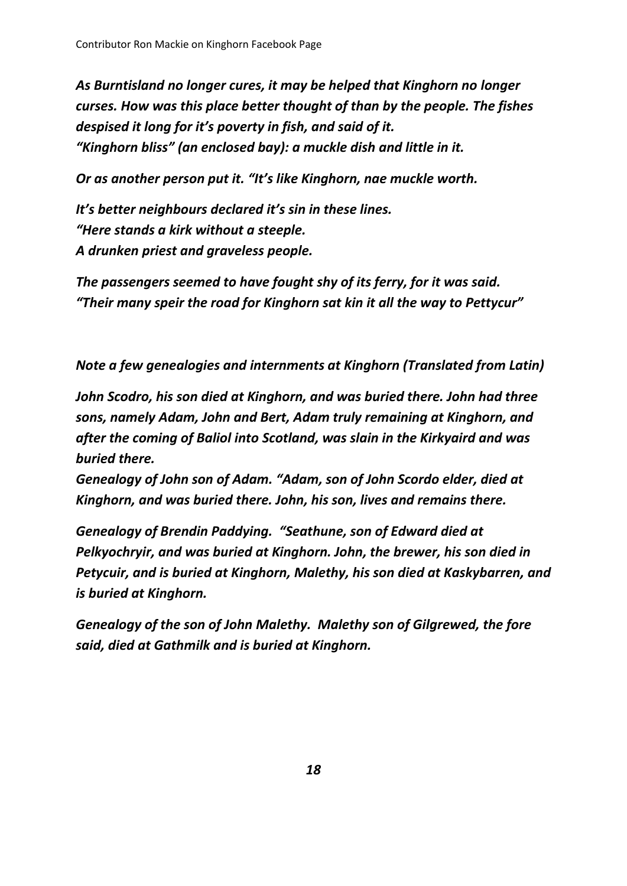*As Burntisland no longer cures, it may be helped that Kinghorn no longer curses. How was this place better thought of than by the people. The fishes despised it long for it's poverty in fish, and said of it.*
*"Kinghorn bliss" (an enclosed bay): a muckle dish and little in it.*

*Or as another person put it. "It's like Kinghorn, nae muckle worth.*

*It's better neighbours declared it's sin in these lines.*
*"Here stands a kirk without a steeple.*
*A drunken priest and graveless people.*

*The passengers seemed to have fought shy of its ferry, for it was said.*
*"Their many speir the road for Kinghorn sat kin it all the way to Pettycur"*

*Note a few genealogies and internments at Kinghorn (Translated from Latin)*

*John Scodro, his son died at Kinghorn, and was buried there. John had three sons, namely Adam, John and Bert, Adam truly remaining at Kinghorn, and after the coming of Baliol into Scotland, was slain in the Kirkyaird and was buried there.*
*Genealogy of John son of Adam. "Adam, son of John Scordo elder, died at Kinghorn, and was buried there. John, his son, lives and remains there.*

*Genealogy of Brendin Paddying. "Seathune, son of Edward died at Pelkyochryir, and was buried at Kinghorn. John, the brewer, his son died in Petycuir, and is buried at Kinghorn, Malethy, his son died at Kaskybarren, and is buried at Kinghorn.*

*Genealogy of the son of John Malethy. Malethy son of Gilgrewed, the fore said, died at Gathmilk and is buried at Kinghorn.*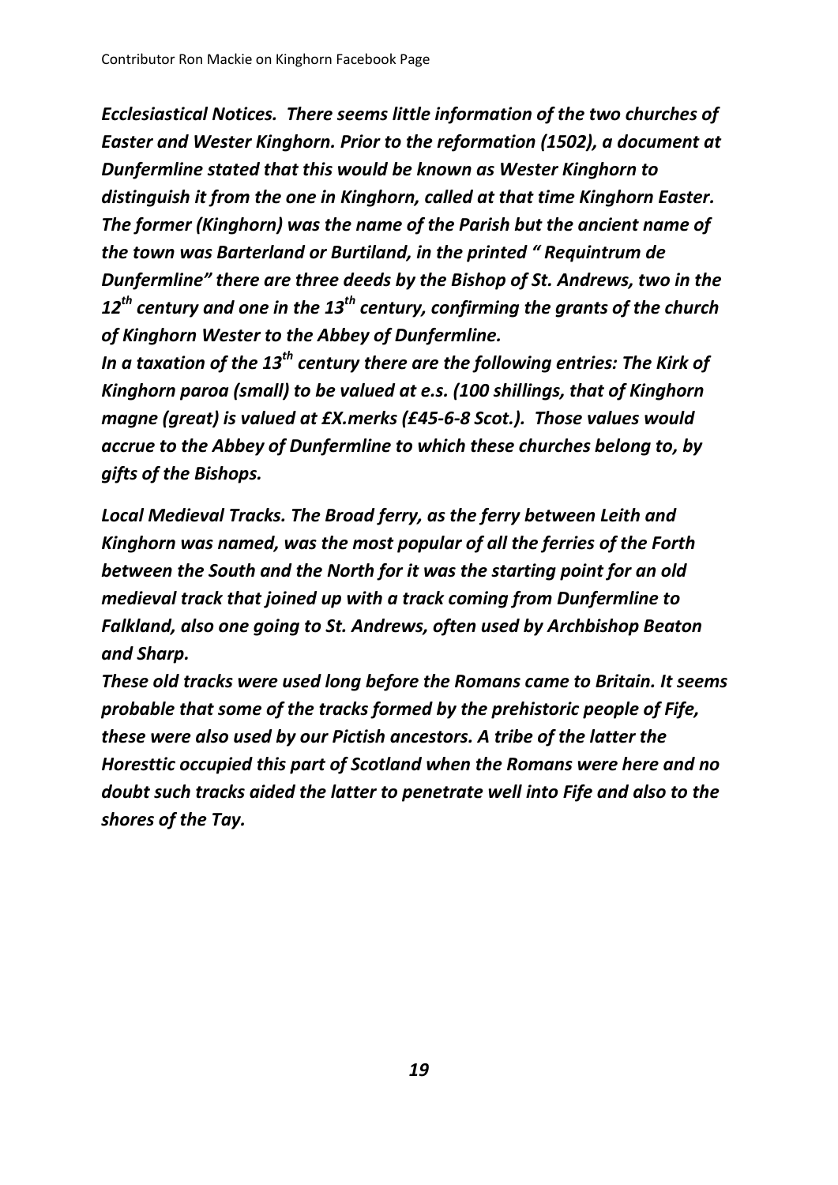***Ecclesiastical Notices. There seems little information of the two churches of Easter and Wester Kinghorn. Prior to the reformation (1502), a document at Dunfermline stated that this would be known as Wester Kinghorn to distinguish it from the one in Kinghorn, called at that time Kinghorn Easter. The former (Kinghorn) was the name of the Parish but the ancient name of the town was Barterland or Burtiland, in the printed " Requintrum de Dunfermline" there are three deeds by the Bishop of St. Andrews, two in the 12th century and one in the 13th century, confirming the grants of the church of Kinghorn Wester to the Abbey of Dunfermline.***

***In a taxation of the 13th century there are the following entries: The Kirk of Kinghorn paroa (small) to be valued at e.s. (100 shillings, that of Kinghorn magne (great) is valued at £X.merks (£45-6-8 Scot.). Those values would accrue to the Abbey of Dunfermline to which these churches belong to, by gifts of the Bishops.***

***Local Medieval Tracks. The Broad ferry, as the ferry between Leith and Kinghorn was named, was the most popular of all the ferries of the Forth between the South and the North for it was the starting point for an old medieval track that joined up with a track coming from Dunfermline to Falkland, also one going to St. Andrews, often used by Archbishop Beaton and Sharp.***

***These old tracks were used long before the Romans came to Britain. It seems probable that some of the tracks formed by the prehistoric people of Fife, these were also used by our Pictish ancestors. A tribe of the latter the Horesttic occupied this part of Scotland when the Romans were here and no doubt such tracks aided the latter to penetrate well into Fife and also to the shores of the Tay.***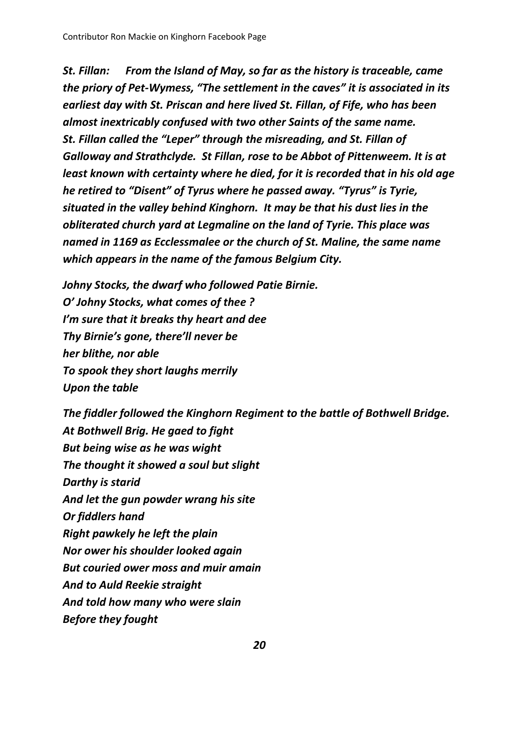*St. Fillan: From the Island of May, so far as the history is traceable, came the priory of Pet-Wymess, "The settlement in the caves" it is associated in its earliest day with St. Priscan and here lived St. Fillan, of Fife, who has been almost inextricably confused with two other Saints of the same name. St. Fillan called the "Leper" through the misreading, and St. Fillan of Galloway and Strathclyde. St Fillan, rose to be Abbot of Pittenweem. It is at least known with certainty where he died, for it is recorded that in his old age he retired to "Disent" of Tyrus where he passed away. "Tyrus" is Tyrie, situated in the valley behind Kinghorn. It may be that his dust lies in the obliterated church yard at Legmaline on the land of Tyrie. This place was named in 1169 as Ecclessmalee or the church of St. Maline, the same name which appears in the name of the famous Belgium City.*

*Johny Stocks, the dwarf who followed Patie Birnie.*
*O' Johny Stocks, what comes of thee ?*
*I'm sure that it breaks thy heart and dee*
*Thy Birnie's gone, there'll never be*
*her blithe, nor able*
*To spook they short laughs merrily*
*Upon the table*

*The fiddler followed the Kinghorn Regiment to the battle of Bothwell Bridge.*
*At Bothwell Brig. He gaed to fight*
*But being wise as he was wight*
*The thought it showed a soul but slight*
*Darthy is starid*
*And let the gun powder wrang his site*
*Or fiddlers hand*
*Right pawkely he left the plain*
*Nor ower his shoulder looked again*
*But couried ower moss and muir amain*
*And to Auld Reekie straight*
*And told how many who were slain*
*Before they fought*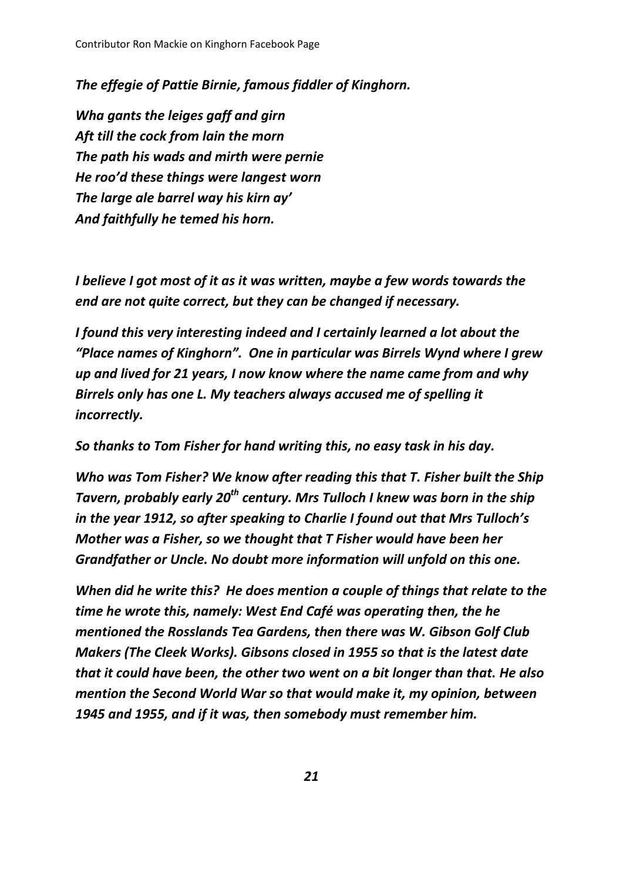*The effegie of Pattie Birnie, famous fiddler of Kinghorn.*

*Wha gants the leiges gaff and girn*  
*Aft till the cock from lain the morn*  
*The path his wads and mirth were pernie*  
*He roo'd these things were langest worn*  
*The large ale barrel way his kirn ay'*  
*And faithfully he temed his horn.*

*I believe I got most of it as it was written, maybe a few words towards the end are not quite correct, but they can be changed if necessary.*

*I found this very interesting indeed and I certainly learned a lot about the "Place names of Kinghorn". One in particular was Birrels Wynd where I grew up and lived for 21 years, I now know where the name came from and why Birrels only has one L. My teachers always accused me of spelling it incorrectly.*

*So thanks to Tom Fisher for hand writing this, no easy task in his day.*

*Who was Tom Fisher? We know after reading this that T. Fisher built the Ship Tavern, probably early 20th century. Mrs Tulloch I knew was born in the ship in the year 1912, so after speaking to Charlie I found out that Mrs Tulloch's Mother was a Fisher, so we thought that T Fisher would have been her Grandfather or Uncle. No doubt more information will unfold on this one.*

*When did he write this? He does mention a couple of things that relate to the time he wrote this, namely: West End Café was operating then, the he mentioned the Rosslands Tea Gardens, then there was W. Gibson Golf Club Makers (The Cleek Works). Gibsons closed in 1955 so that is the latest date that it could have been, the other two went on a bit longer than that. He also mention the Second World War so that would make it, my opinion, between 1945 and 1955, and if it was, then somebody must remember him.*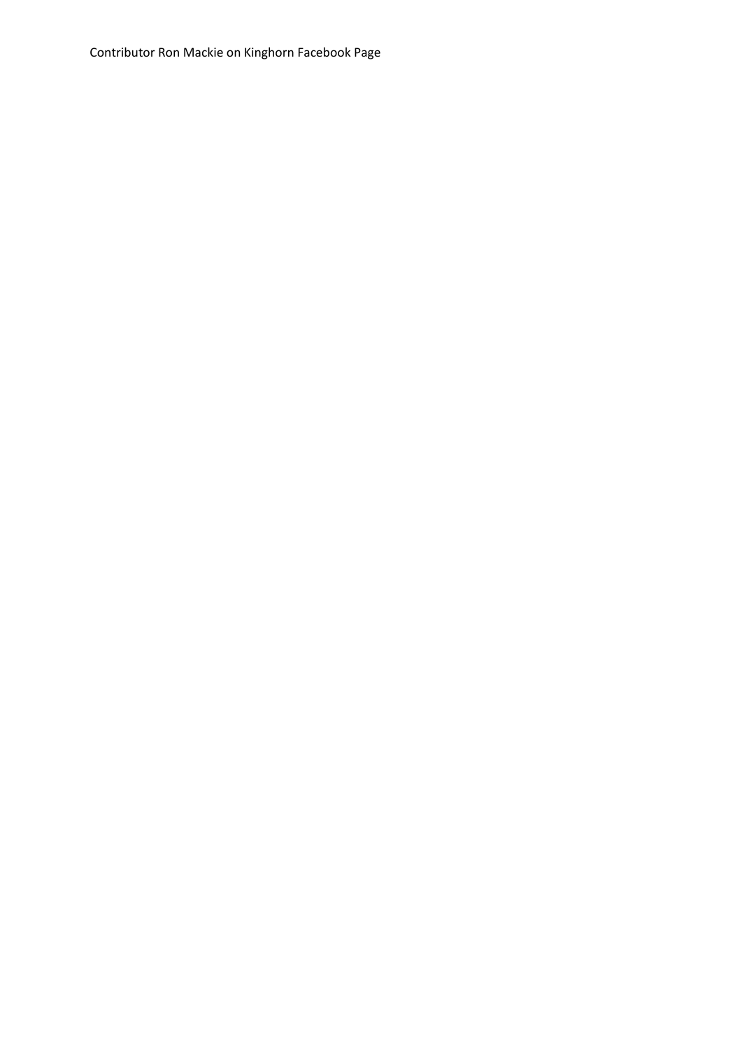Contributor Ron Mackie on Kinghorn Facebook Page